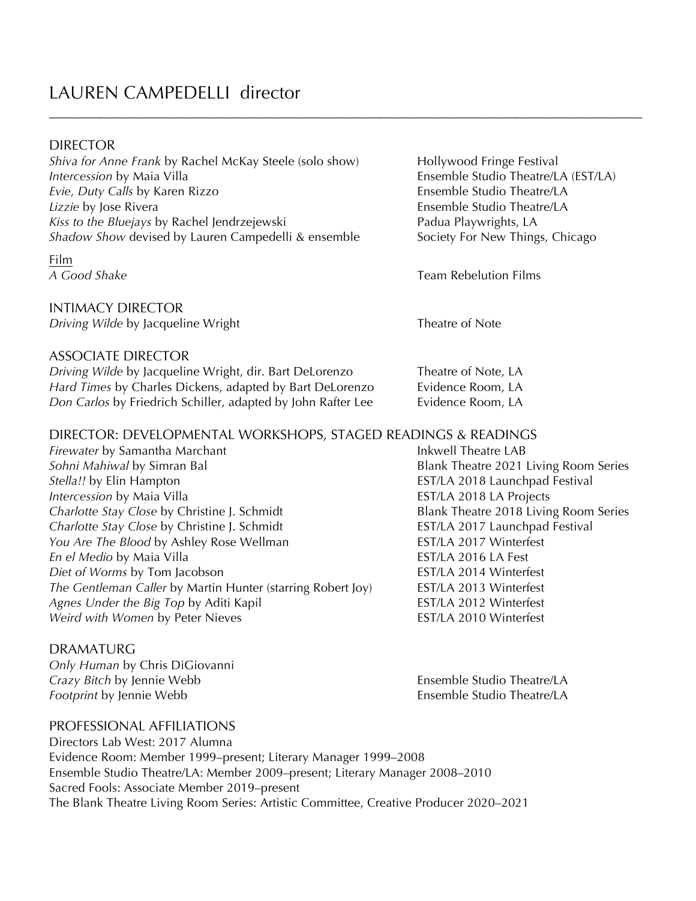# LAUREN CAMPEDELLI director

---

## DIRECTOR

| | |
|---|---|
| *Shiva for Anne Frank* by Rachel McKay Steele (solo show) | Hollywood Fringe Festival |
| *Intercession* by Maia Villa | Ensemble Studio Theatre/LA (EST/LA) |
| *Evie, Duty Calls* by Karen Rizzo | Ensemble Studio Theatre/LA |
| *Lizzie* by Jose Rivera | Ensemble Studio Theatre/LA |
| *Kiss to the Bluejays* by Rachel Jendrzejewski | Padua Playwrights, LA |
| *Shadow Show* devised by Lauren Campedelli & ensemble | Society For New Things, Chicago |

### Film

| | |
|---|---|
| *A Good Shake* | Team Rebelution Films |

## INTIMACY DIRECTOR

| | |
|---|---|
| *Driving Wilde* by Jacqueline Wright | Theatre of Note |

## ASSOCIATE DIRECTOR

| | |
|---|---|
| *Driving Wilde* by Jacqueline Wright, dir. Bart DeLorenzo | Theatre of Note, LA |
| *Hard Times* by Charles Dickens, adapted by Bart DeLorenzo | Evidence Room, LA |
| *Don Carlos* by Friedrich Schiller, adapted by John Rafter Lee | Evidence Room, LA |

## DIRECTOR: DEVELOPMENTAL WORKSHOPS, STAGED READINGS & READINGS

| | |
|---|---|
| *Firewater* by Samantha Marchant | Inkwell Theatre LAB |
| *Sohni Mahiwal* by Simran Bal | Blank Theatre 2021 Living Room Series |
| *Stella!!* by Elin Hampton | EST/LA 2018 Launchpad Festival |
| *Intercession* by Maia Villa | EST/LA 2018 LA Projects |
| *Charlotte Stay Close* by Christine J. Schmidt | Blank Theatre 2018 Living Room Series |
| *Charlotte Stay Close* by Christine J. Schmidt | EST/LA 2017 Launchpad Festival |
| *You Are The Blood* by Ashley Rose Wellman | EST/LA 2017 Winterfest |
| *En el Medio* by Maia Villa | EST/LA 2016 LA Fest |
| *Diet of Worms* by Tom Jacobson | EST/LA 2014 Winterfest |
| *The Gentleman Caller* by Martin Hunter (starring Robert Joy) | EST/LA 2013 Winterfest |
| *Agnes Under the Big Top* by Aditi Kapil | EST/LA 2012 Winterfest |
| *Weird with Women* by Peter Nieves | EST/LA 2010 Winterfest |

## DRAMATURG

| | |
|---|---|
| *Only Human* by Chris DiGiovanni | |
| *Crazy Bitch* by Jennie Webb | Ensemble Studio Theatre/LA |
| *Footprint* by Jennie Webb | Ensemble Studio Theatre/LA |

## PROFESSIONAL AFFILIATIONS

Directors Lab West: 2017 Alumna
Evidence Room: Member 1999–present; Literary Manager 1999–2008
Ensemble Studio Theatre/LA: Member 2009–present; Literary Manager 2008–2010
Sacred Fools: Associate Member 2019–present
The Blank Theatre Living Room Series: Artistic Committee, Creative Producer 2020–2021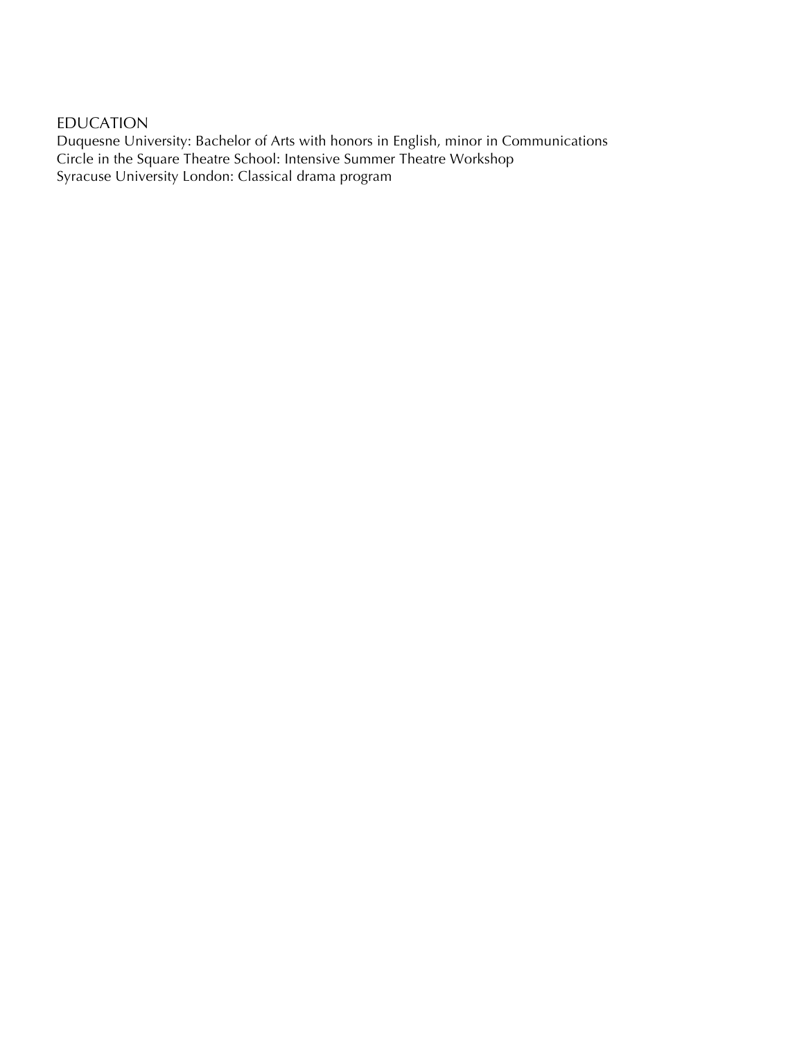## EDUCATION

Duquesne University: Bachelor of Arts with honors in English, minor in Communications
Circle in the Square Theatre School: Intensive Summer Theatre Workshop
Syracuse University London: Classical drama program